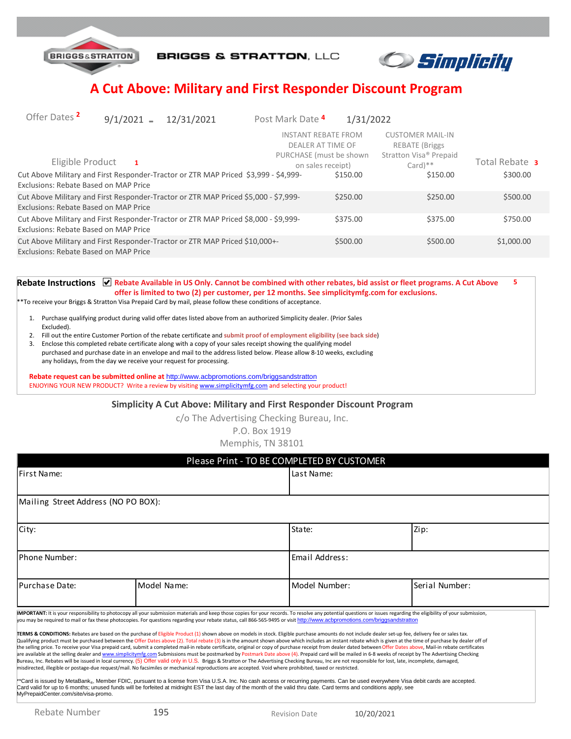BRIGGS & STRATTON, LLC

# A Cut Above: Military and First Responder Discount Program

Offer Dates [2] 9/1/2021 - 12/31/2021 Post Mark Date [4] 1/31/2022

| Eligible Product [1] | INSTANT REBATE FROM DEALER AT TIME OF PURCHASE (must be shown on sales receipt) | CUSTOMER MAIL-IN REBATE (Briggs Stratton Visa® Prepaid Card)** | Total Rebate [3] |
|---|---|---|---|
| Cut Above Military and First Responder-Tractor or ZTR MAP Priced $3,999 - $4,999- Exclusions: Rebate Based on MAP Price | $150.00 | $150.00 | $300.00 |
| Cut Above Military and First Responder-Tractor or ZTR MAP Priced $5,000 - $7,999- Exclusions: Rebate Based on MAP Price | $250.00 | $250.00 | $500.00 |
| Cut Above Military and First Responder-Tractor or ZTR MAP Priced $8,000 - $9,999- Exclusions: Rebate Based on MAP Price | $375.00 | $375.00 | $750.00 |
| Cut Above Military and First Responder-Tractor or ZTR MAP Priced $10,000+- Exclusions: Rebate Based on MAP Price | $500.00 | $500.00 | $1,000.00 |

**Rebate Instructions** ☑ **Rebate Available in US Only. Cannot be combined with other rebates, bid assist or fleet programs. A Cut Above offer is limited to two (2) per customer, per 12 months. See simplicitymfg.com for exclusions.** [5]

**To receive your Briggs & Stratton Visa Prepaid Card by mail, please follow these conditions of acceptance.

1. Purchase qualifying product during valid offer dates listed above from an authorized Simplicity dealer. (Prior Sales Excluded).
2. Fill out the entire Customer Portion of the rebate certificate and submit proof of employment eligibility (see back side)
3. Enclose this completed rebate certificate along with a copy of your sales receipt showing the qualifying model purchased and purchase date in an envelope and mail to the address listed below. Please allow 8-10 weeks, excluding any holidays, from the day we receive your request for processing.

**Rebate request can be submitted online at** http://www.acbpromotions.com/briggsandstratton

ENJOYING YOUR NEW PRODUCT? Write a review by visiting www.simplicitymfg.com and selecting your product!

**Simplicity A Cut Above: Military and First Responder Discount Program**

c/o The Advertising Checking Bureau, Inc.
P.O. Box 1919
Memphis, TN 38101

| Please Print - TO BE COMPLETED BY CUSTOMER | | | |
|---|---|---|---|
| First Name: | | Last Name: | |
| Mailing Street Address (NO PO BOX): | | | |
| City: | | State: | Zip: |
| Phone Number: | | Email Address: | |
| Purchase Date: | Model Name: | Model Number: | Serial Number: |

**IMPORTANT:** It is your responsibility to photocopy all your submission materials and keep those copies for your records. To resolve any potential questions or issues regarding the eligibility of your submission, you may be required to mail or fax these photocopies. For questions regarding your rebate status, call 866-565-9495 or visit http://www.acbpromotions.com/briggsandstratton

**TERMS & CONDITIONS:** Rebates are based on the purchase of Eligible Product (1) shown above on models in stock. Eligible purchase amounts do not include dealer set-up fee, delivery fee or sales tax. Qualifying product must be purchased between the Offer Dates above (2). Total rebate (3) is in the amount shown above which includes an instant rebate which is given at the time of purchase by dealer off of the selling price. To receive your Visa prepaid card, submit a completed mail-in rebate certificate, original or copy of purchase receipt from dealer dated between Offer Dates above, Mail-in rebate certificates are available at the selling dealer and www.simplicitymfg.com Submissions must be postmarked by Postmark Date above (4). Prepaid card will be mailed in 6-8 weeks of receipt by The Advertising Checking Bureau, Inc. Rebates will be issued in local currency. (5) Offer valid only in U.S. Briggs & Stratton or The Advertising Checking Bureau, Inc are not responsible for lost, late, incomplete, damaged, misdirected, illegible or postage-due request/mail. No facsimiles or mechanical reproductions are accepted. Void where prohibited, taxed or restricted.

**Card is issued by MetaBank®, Member FDIC, pursuant to a license from Visa U.S.A. Inc. No cash access or recurring payments. Can be used everywhere Visa debit cards are accepted. Card valid for up to 6 months; unused funds will be forfeited at midnight EST the last day of the month of the valid thru date. Card terms and conditions apply, see MyPrepaidCenter.com/site/visa-promo.

Rebate Number 195 Revision Date 10/20/2021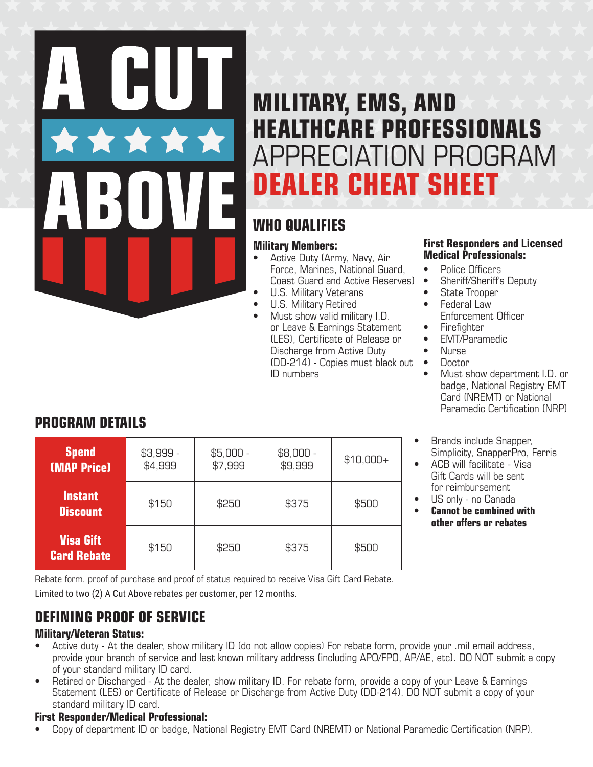# A CUT ABOVE

# MILITARY, EMS, AND HEALTHCARE PROFESSIONALS APPRECIATION PROGRAM DEALER CHEAT SHEET

## WHO QUALIFIES

**Military Members:**

- Active Duty (Army, Navy, Air Force, Marines, National Guard, Coast Guard and Active Reserves)
- U.S. Military Veterans
- U.S. Military Retired
- Must show valid military I.D. or Leave & Earnings Statement (LES), Certificate of Release or Discharge from Active Duty (DD-214) - Copies must black out ID numbers

**First Responders and Licensed Medical Professionals:**

- Police Officers
- Sheriff/Sheriff's Deputy
- State Trooper
- Federal Law Enforcement Officer
- Firefighter
- EMT/Paramedic
- Nurse
- Doctor
- Must show department I.D. or badge, National Registry EMT Card (NREMT) or National Paramedic Certification (NRP)

## PROGRAM DETAILS

| **Spend (MAP Price)** | $3,999 - $4,999 | $5,000 - $7,999 | $8,000 - $9,999 | $10,000+ |
|---|---|---|---|---|
| **Instant Discount** | $150 | $250 | $375 | $500 |
| **Visa Gift Card Rebate** | $150 | $250 | $375 | $500 |

- Brands include Snapper, Simplicity, SnapperPro, Ferris
- ACB will facilitate - Visa Gift Cards will be sent for reimbursement
- US only - no Canada
- **Cannot be combined with other offers or rebates**

Rebate form, proof of purchase and proof of status required to receive Visa Gift Card Rebate.

Limited to two (2) A Cut Above rebates per customer, per 12 months.

## DEFINING PROOF OF SERVICE

**Military/Veteran Status:**

- Active duty - At the dealer, show military ID (do not allow copies) For rebate form, provide your .mil email address, provide your branch of service and last known military address (including APO/FPO, AP/AE, etc). DO NOT submit a copy of your standard military ID card.
- Retired or Discharged - At the dealer, show military ID. For rebate form, provide a copy of your Leave & Earnings Statement (LES) or Certificate of Release or Discharge from Active Duty (DD-214). DO NOT submit a copy of your standard military ID card.

**First Responder/Medical Professional:**

- Copy of department ID or badge, National Registry EMT Card (NREMT) or National Paramedic Certification (NRP).